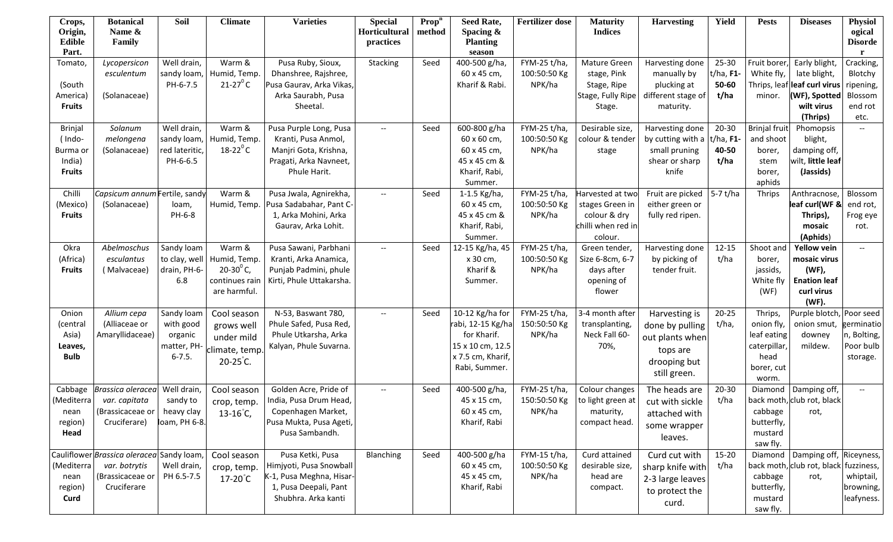| Crops, Origin, Edible Part. | Botanical Name & Family | Soil | Climate | Varieties | Special Horticultural practices | Prop$^n$ method | Seed Rate, Spacing & Planting season | Fertilizer dose | Maturity Indices | Harvesting | Yield | Pests | Diseases | Physiological Disorder |
|---|---|---|---|---|---|---|---|---|---|---|---|---|---|---|
| Tomato, (South America) **Fruits** | *Lycopersicon esculentum* (Solanaceae) | Well drain, sandy loam, PH-6-7.5 | Warm & Humid, Temp. 21-27$^0$ C | Pusa Ruby, Sioux, Dhanshree, Rajshree, Pusa Gaurav, Arka Vikas, Arka Saurabh, Pusa Sheetal. | Stacking | Seed | 400-500 g/ha, 60 x 45 cm, Kharif & Rabi. | FYM-25 t/ha, 100:50:50 Kg NPK/ha | Mature Green stage, Pink Stage, Ripe Stage, Fully Ripe Stage. | Harvesting done manually by plucking at different stage of maturity. | 25-30 t/ha, **F1- 50-60 t/ha** | Fruit borer, White fly, Thrips, leaf minor. | Early blight, late blight, **leaf curl virus (WF), Spotted wilt virus (Thrips)** | Cracking, Blotchy ripening, Blossom end rot etc. |
| Brinjal ( Indo-Burma or India) **Fruits** | *Solanum melongena* (Solanaceae) | Well drain, sandy loam, red lateritic, PH-6-6.5 | Warm & Humid, Temp. 18-22$^0$ C | Pusa Purple Long, Pusa Kranti, Pusa Anmol, Manjri Gota, Krishna, Pragati, Arka Navneet, Phule Harit. | -- | Seed | 600-800 g/ha 60 x 60 cm, 60 x 45 cm, 45 x 45 cm & Kharif, Rabi, Summer. | FYM-25 t/ha, 100:50:50 Kg NPK/ha | Desirable size, colour & tender stage | Harvesting done by cutting with a small pruning shear or sharp knife | 20-30 t/ha, **F1- 40-50 t/ha** | Brinjal fruit and shoot borer, stem borer, aphids | Phomopsis blight, damping off, wilt, **little leaf (Jassids)** | -- |
| Chilli (Mexico) **Fruits** | *Capsicum annum* (Solanaceae) | Fertile, sandy loam, PH-6-8 | Warm & Humid, Temp. | Pusa Jwala, Agnirekha, Pusa Sadabahar, Pant C-1, Arka Mohini, Arka Gaurav, Arka Lohit. | -- | Seed | 1-1.5 Kg/ha, 60 x 45 cm, 45 x 45 cm & Kharif, Rabi, Summer. | FYM-25 t/ha, 100:50:50 Kg NPK/ha | Harvested at two stages Green in colour & dry chilli when red in colour. | Fruit are picked either green or fully red ripen. | 5-7 t/ha | Thrips | Anthracnose, **leaf curl(WF & Thrips), mosaic (Aphids)** | Blossom end rot, Frog eye rot. |
| Okra (Africa) **Fruits** | *Abelmoschus esculantus* ( Malvaceae) | Sandy loam to clay, well drain, PH-6-6.8 | Warm & Humid, Temp. 20-30$^0$ C, continues rain are harmful. | Pusa Sawani, Parbhani Kranti, Arka Anamica, Punjab Padmini, phule Kirti, Phule Uttarkarsha. | -- | Seed | 12-15 Kg/ha, 45 x 30 cm, Kharif & Summer. | FYM-25 t/ha, 100:50:50 Kg NPK/ha | Green tender, Size 6-8cm, 6-7 days after opening of flower | Harvesting done by picking of tender fruit. | 12-15 t/ha | Shoot and borer, jassids, White fly (WF) | **Yellow vein mosaic virus (WF), Enation leaf curl virus (WF).** | -- |
| Onion (central Asia) **Leaves, Bulb** | *Allium cepa* (Alliaceae or Amaryllidaceae) | Sandy loam with good organic matter, PH-6-7.5. | Cool season grows well under mild climate, temp. 20-25°C. | N-53, Baswant 780, Phule Safed, Pusa Red, Phule Utkarsha, Arka Kalyan, Phule Suvarna. | -- | Seed | 10-12 Kg/ha for rabi, 12-15 Kg/ha for Kharif. 15 x 10 cm, 12.5 x 7.5 cm, Kharif, Rabi, Summer. | FYM-25 t/ha, 150:50:50 Kg NPK/ha | 3-4 month after transplanting, Neck Fall 60-70%, | Harvesting is done by pulling out plants when tops are drooping but still green. | 20-25 t/ha, | Thrips, onion fly, leaf eating caterpillar, head borer, cut worm. | Purple blotch, onion smut, downey mildew. | Poor seed germination, Bolting, Poor bulb storage. |
| Cabbage (Mediterranean region) **Head** | *Brassica oleracea var. capitata* (Brassicaceae or Cruciferare) | Well drain, sandy to heavy clay loam, PH 6-8. | Cool season crop, temp. 13-16°C, | Golden Acre, Pride of India, Pusa Drum Head, Copenhagen Market, Pusa Mukta, Pusa Ageti, Pusa Sambandh. | -- | Seed | 400-500 g/ha, 45 x 15 cm, 60 x 45 cm, Kharif, Rabi | FYM-25 t/ha, 150:50:50 Kg NPK/ha | Colour changes to light green at maturity, compact head. | The heads are cut with sickle attached with some wrapper leaves. | 20-30 t/ha | Diamond back moth, cabbage butterfly, mustard saw fly. | Damping off, club rot, black rot, | -- |
| Cauliflower (Mediterranean region) **Curd** | *Brassica oleracea var. botrytis* (Brassicaceae or Cruciferare | Sandy loam, Well drain, PH 6.5-7.5 | Cool season crop, temp. 17-20°C | Pusa Ketki, Pusa Himjyoti, Pusa Snowball K-1, Pusa Meghna, Hisar-1, Pusa Deepali, Pant Shubhra. Arka kanti | Blanching | Seed | 400-500 g/ha 60 x 45 cm, 45 x 45 cm, Kharif, Rabi | FYM-15 t/ha, 100:50:50 Kg NPK/ha | Curd attained desirable size, head are compact. | Curd cut with sharp knife with 2-3 large leaves to protect the curd. | 15-20 t/ha | Diamond back moth, cabbage butterfly, mustard saw fly. | Damping off, club rot, black rot, | Riceyness, fuzziness, whiptail, browning, leafyness. |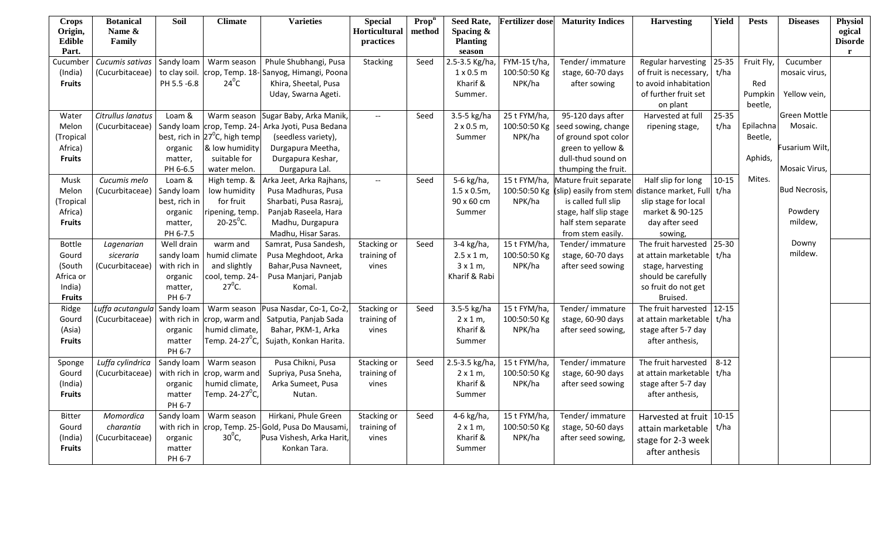| Crops Origin, Edible Part. | Botanical Name & Family | Soil | Climate | Varieties | Special Horticultural practices | Prop[n] method | Seed Rate, Spacing & Planting season | Fertilizer dose | Maturity Indices | Harvesting | Yield | Pests | Diseases | Physiological Disorder |
|---|---|---|---|---|---|---|---|---|---|---|---|---|---|---|
| Cucumber (India) **Fruits** | *Cucumis sativas* (Cucurbitaceae) | Sandy loam to clay soil. PH 5.5 -6.8 | Warm season crop, Temp. 18-24°C | Phule Shubhangi, Pusa Sanyog, Himangi, Poona Khira, Sheetal, Pusa Uday, Swarna Ageti. | Stacking | Seed | 2.5-3.5 Kg/ha, 1 x 0.5 m Kharif & Summer. | FYM-15 t/ha, 100:50:50 Kg NPK/ha | Tender/ immature stage, 60-70 days after sowing | Regular harvesting of fruit is necessary, to avoid inhabitation of further fruit set on plant | 25-35 t/ha | Fruit Fly, Red Pumpkin beetle, Epilachna Beetle, Aphids, Mites. | Cucumber mosaic virus, Yellow vein, Green Mottle Mosaic. Fusarium Wilt, Mosaic Virus, Bud Necrosis, Powdery mildew, Downy mildew. | |
| Water Melon (Tropical Africa) **Fruits** | *Citrullus lanatus* (Cucurbitaceae) | Loam & Sandy loam best, rich in organic matter, PH 6-6.5 | Warm season crop, Temp. 24-27°C, high temp & low humidity suitable for water melon. | Sugar Baby, Arka Manik, Arka Jyoti, Pusa Bedana (seedless variety), Durgapura Meetha, Durgapura Keshar, Durgapura Lal. | -- | Seed | 3.5-5 kg/ha 2 x 0.5 m, Summer | 25 t FYM/ha, 100:50:50 Kg NPK/ha | 95-120 days after seed sowing, change of ground spot color green to yellow & dull-thud sound on thumping the fruit. | Harvested at full ripening stage, | 25-35 t/ha | | | |
| Musk Melon (Tropical Africa) **Fruits** | *Cucumis melo* (Cucurbitaceae) | Loam & Sandy loam best, rich in organic matter, PH 6-7.5 | High temp. & low humidity for fruit ripening, temp. 20-25°C. | Arka Jeet, Arka Rajhans, Pusa Madhuras, Pusa Sharbati, Pusa Rasraj, Panjab Raseela, Hara Madhu, Durgapura Madhu, Hisar Saras. | -- | Seed | 5-6 kg/ha, 1.5 x 0.5m, 90 x 60 cm Summer | 15 t FYM/ha, 100:50:50 Kg NPK/ha | Mature fruit separate (slip) easily from stem is called full slip stage, half slip stage half stem separate from stem easily. | Half slip for long distance market, Full slip stage for local market & 90-125 day after seed sowing, | 10-15 t/ha | | | |
| Bottle Gourd (South Africa or India) **Fruits** | *Lagenarian siceraria* (Cucurbitaceae) | Well drain sandy loam with rich in organic matter, PH 6-7 | warm and humid climate and slightly cool, temp. 24-27°C. | Samrat, Pusa Sandesh, Pusa Meghdoot, Arka Bahar,Pusa Navneet, Pusa Manjari, Panjab Komal. | Stacking or training of vines | Seed | 3-4 kg/ha, 2.5 x 1 m, 3 x 1 m, Kharif & Rabi | 15 t FYM/ha, 100:50:50 Kg NPK/ha | Tender/ immature stage, 60-70 days after seed sowing | The fruit harvested at attain marketable stage, harvesting should be carefully so fruit do not get Bruised. | 25-30 t/ha | | | |
| Ridge Gourd (Asia) **Fruits** | *Luffa acutangula* (Cucurbitaceae) | Sandy loam with rich in organic matter PH 6-7 | Warm season crop, warm and humid climate, Temp. 24-27°C, | Pusa Nasdar, Co-1, Co-2, Satputia, Panjab Sada Bahar, PKM-1, Arka Sujath, Konkan Harita. | Stacking or training of vines | Seed | 3.5-5 kg/ha 2 x 1 m, Kharif & Summer | 15 t FYM/ha, 100:50:50 Kg NPK/ha | Tender/ immature stage, 60-90 days after seed sowing, | The fruit harvested at attain marketable stage after 5-7 day after anthesis, | 12-15 t/ha | | | |
| Sponge Gourd (India) **Fruits** | *Luffa cylindrica* (Cucurbitaceae) | Sandy loam with rich in organic matter PH 6-7 | Warm season crop, warm and humid climate, Temp. 24-27°C, | Pusa Chikni, Pusa Supriya, Pusa Sneha, Arka Sumeet, Pusa Nutan. | Stacking or training of vines | Seed | 2.5-3.5 kg/ha, 2 x 1 m, Kharif & Summer | 15 t FYM/ha, 100:50:50 Kg NPK/ha | Tender/ immature stage, 60-90 days after seed sowing | The fruit harvested at attain marketable stage after 5-7 day after anthesis, | 8-12 t/ha | | | |
| Bitter Gourd (India) **Fruits** | *Momordica charantia* (Cucurbitaceae) | Sandy loam with rich in organic matter PH 6-7 | Warm season crop, Temp. 25-30°C, | Hirkani, Phule Green Gold, Pusa Do Mausami, Pusa Vishesh, Arka Harit, Konkan Tara. | Stacking or training of vines | Seed | 4-6 kg/ha, 2 x 1 m, Kharif & Summer | 15 t FYM/ha, 100:50:50 Kg NPK/ha | Tender/ immature stage, 50-60 days after seed sowing, | Harvested at fruit attain marketable stage for 2-3 week after anthesis | 10-15 t/ha | | | |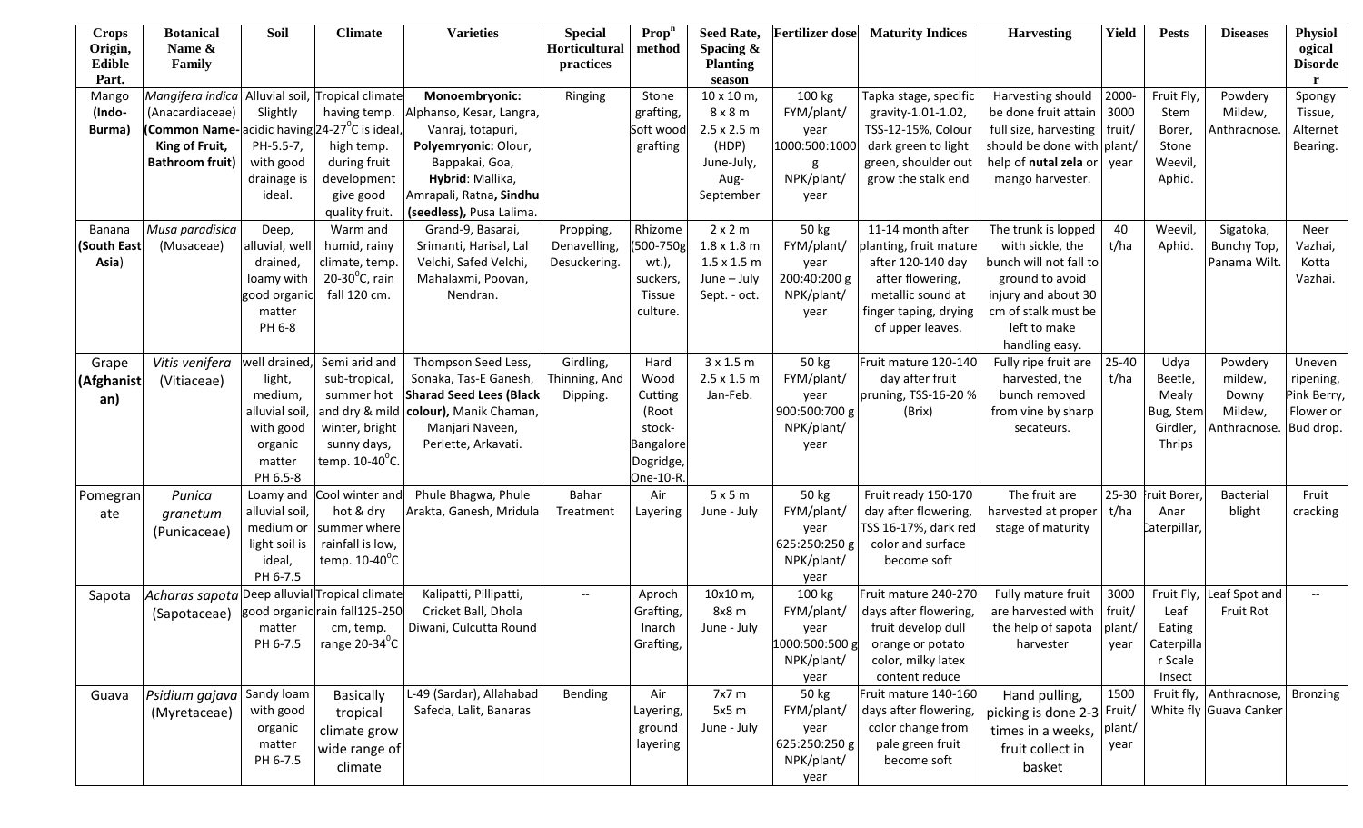| Crops Origin, Edible Part. | Botanical Name & Family | Soil | Climate | Varieties | Special Horticultural practices | Prop$^n$ method | Seed Rate, Spacing & Planting season | Fertilizer dose | Maturity Indices | Harvesting | Yield | Pests | Diseases | Physiological Disorder |
|---|---|---|---|---|---|---|---|---|---|---|---|---|---|---|
| Mango **(Indo-Burma)** | *Mangifera indica* (Anacardiaceae) **(Common Name- King of Fruit, Bathroom fruit)** | Alluvial soil, Slightly acidic having PH-5.5-7, with good drainage is ideal. | Tropical climate having temp. 24-27$^0$C is ideal, high temp. during fruit development give good quality fruit. | **Monoembryonic:** Alphanso, Kesar, Langra, Vanraj, totapuri, **Polyemryonic:** Olour, Bappakai, Goa, **Hybrid**: Mallika, Amrapali, Ratna**, Sindhu (seedless),** Pusa Lalima. | Ringing | Stone grafting, Soft wood grafting | 10 x 10 m, 8 x 8 m 2.5 x 2.5 m (HDP) June-July, Aug-September | 100 kg FYM/plant/ year 1000:500:1000 g NPK/plant/ year | Tapka stage, specific gravity-1.01-1.02, TSS-12-15%, Colour dark green to light green, shoulder out grow the stalk end | Harvesting should be done fruit attain full size, harvesting should be done with help of **nutal zela** or mango harvester. | 2000-3000 fruit/ plant/ year | Fruit Fly, Stem Borer, Stone Weevil, Aphid. | Powdery Mildew, Anthracnose. | Spongy Tissue, Alternet Bearing. |
| Banana **(South East Asia)** | *Musa paradisica* (Musaceae) | Deep, alluvial, well drained, loamy with good organic matter PH 6-8 | Warm and humid, rainy climate, temp. 20-30$^0$C, rain fall 120 cm. | Grand-9, Basarai, Srimanti, Harisal, Lal Velchi, Safed Velchi, Mahalaxmi, Poovan, Nendran. | Propping, Denavelling, Desuckering. | Rhizome (500-750g wt.), suckers, Tissue culture. | 2 x 2 m 1.8 x 1.8 m 1.5 x 1.5 m June – July Sept. - oct. | 50 kg FYM/plant/ year 200:40:200 g NPK/plant/ year | 11-14 month after planting, fruit mature after 120-140 day after flowering, metallic sound at finger taping, drying of upper leaves. | The trunk is lopped with sickle, the bunch will not fall to ground to avoid injury and about 30 cm of stalk must be left to make handling easy. | 40 t/ha | Weevil, Aphid. | Sigatoka, Bunchy Top, Panama Wilt. | Neer Vazhai, Kotta Vazhai. |
| Grape **(Afghanistan)** | *Vitis vinifera* (Vitiaceae) | well drained, light, medium, alluvial soil, with good organic matter PH 6.5-8 | Semi arid and sub-tropical, summer hot and dry & mild winter, bright sunny days, temp. 10-40$^0$C. | Thompson Seed Less, Sonaka, Tas-E Ganesh, **Sharad Seed Lees (Black colour),** Manik Chaman, Manjari Naveen, Perlette, Arkavati. | Girdling, Thinning, And Dipping. | Hard Wood Cutting (Root stock- Bangalore Dogridge, One-10-R. | 3 x 1.5 m 2.5 x 1.5 m Jan-Feb. | 50 kg FYM/plant/ year 900:500:700 g NPK/plant/ year | Fruit mature 120-140 day after fruit pruning, TSS-16-20 % (Brix) | Fully ripe fruit are harvested, the bunch removed from vine by sharp secateurs. | 25-40 t/ha | Udya Beetle, Mealy Bug, Stem Girdler, Thrips | Powdery mildew, Downy Mildew, Anthracnose. | Uneven ripening, Pink Berry, Flower or Bud drop. |
| Pomegranate | *Punica granetum* (Punicaceae) | Loamy and alluvial soil, medium or light soil is ideal, PH 6-7.5 | Cool winter and hot & dry summer where rainfall is low, temp. 10-40$^0$C | Phule Bhagwa, Phule Arakta, Ganesh, Mridula | Bahar Treatment | Air Layering | 5 x 5 m June - July | 50 kg FYM/plant/ year 625:250:250 g NPK/plant/ year | Fruit ready 150-170 day after flowering, TSS 16-17%, dark red color and surface become soft | The fruit are harvested at proper stage of maturity | 25-30 t/ha | Fruit Borer, Anar Caterpillar, | Bacterial blight | Fruit cracking |
| Sapota | *Acharas sapota* (Sapotaceae) | Deep alluvial good organic matter PH 6-7.5 | Tropical climate rain fall125-250 cm, temp. range 20-34$^0$C | Kalipatti, Pillipatti, Cricket Ball, Dhola Diwani, Culcutta Round | -- | Aproch Grafting, Inarch Grafting, | 10x10 m, 8x8 m June - July | 100 kg FYM/plant/ year 1000:500:500 g NPK/plant/ year | Fruit mature 240-270 days after flowering, fruit develop dull orange or potato color, milky latex content reduce | Fully mature fruit are harvested with the help of sapota harvester | 3000 fruit/ plant/ year | Fruit Fly, Leaf Eating Caterpillar Scale Insect | Leaf Spot and Fruit Rot | -- |
| Guava | *Psidium gajava* (Myretaceae) | Sandy loam with good organic matter PH 6-7.5 | Basically tropical climate grow wide range of climate | L-49 (Sardar), Allahabad Safeda, Lalit, Banaras | Bending | Air Layering, ground layering | 7x7 m 5x5 m June - July | 50 kg FYM/plant/ year 625:250:250 g NPK/plant/ year | Fruit mature 140-160 days after flowering, color change from pale green fruit become soft | Hand pulling, picking is done 2-3 times in a weeks, fruit collect in basket | 1500 Fruit/ plant/ year | Fruit fly, White fly | Anthracnose, Guava Canker | Bronzing |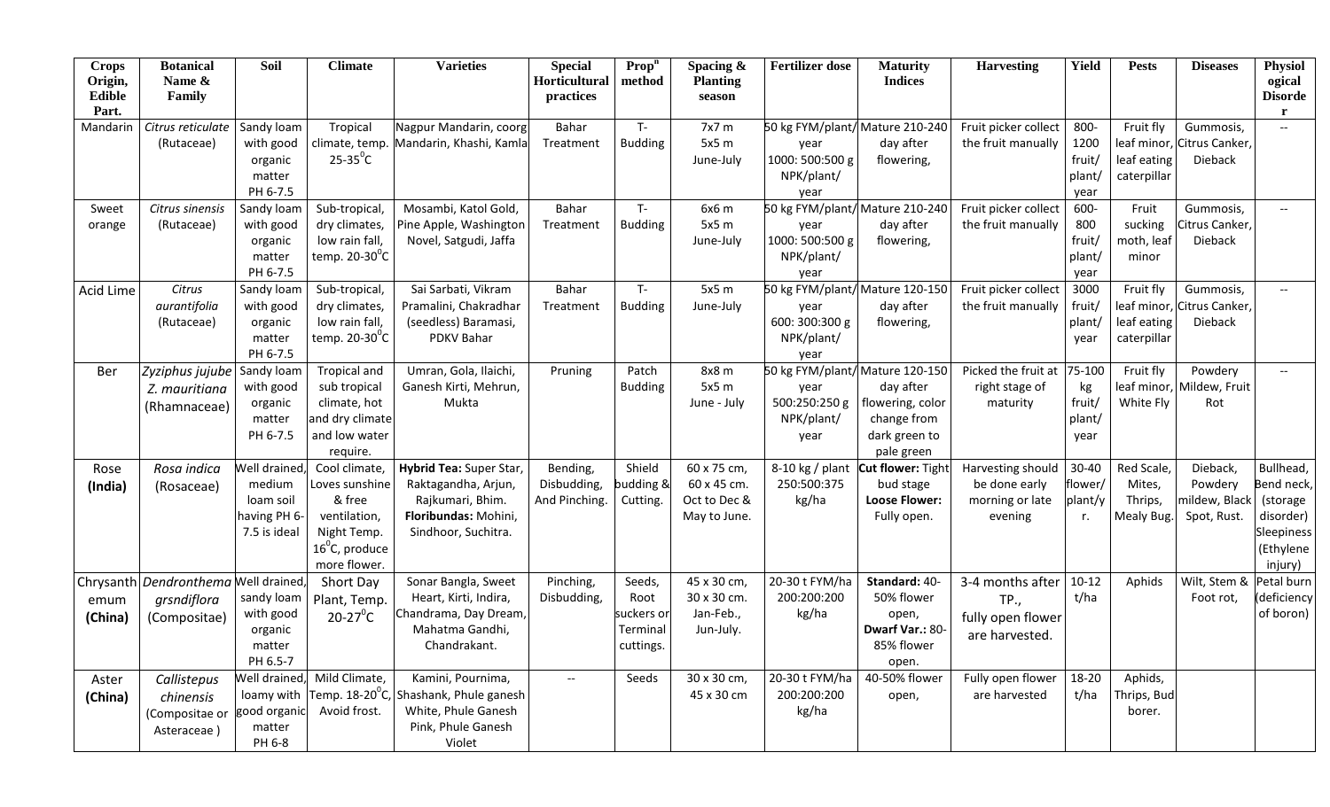| Crops Origin, Edible Part. | Botanical Name & Family | Soil | Climate | Varieties | Special Horticultural practices | Prop$^n$ method | Spacing & Planting season | Fertilizer dose | Maturity Indices | Harvesting | Yield | Pests | Diseases | Physiological Disorder |
|---|---|---|---|---|---|---|---|---|---|---|---|---|---|---|
| Mandarin | *Citrus reticulate* (Rutaceae) | Sandy loam with good organic matter PH 6-7.5 | Tropical climate, temp. 25-35$^0$C | Nagpur Mandarin, coorg Mandarin, Khashi, Kamla | Bahar Treatment | T-Budding | 7x7 m 5x5 m June-July | 50 kg FYM/plant/year 1000: 500:500 g NPK/plant/year | Mature 210-240 day after flowering, | Fruit picker collect the fruit manually | 800-1200 fruit/plant/year | Fruit fly leaf minor, leaf eating caterpillar | Gummosis, Citrus Canker, Dieback | -- |
| Sweet orange | *Citrus sinensis* (Rutaceae) | Sandy loam with good organic matter PH 6-7.5 | Sub-tropical, dry climates, low rain fall, temp. 20-30$^0$C | Mosambi, Katol Gold, Pine Apple, Washington Novel, Satgudi, Jaffa | Bahar Treatment | T-Budding | 6x6 m 5x5 m June-July | 50 kg FYM/plant/year 1000: 500:500 g NPK/plant/year | Mature 210-240 day after flowering, | Fruit picker collect the fruit manually | 600-800 fruit/plant/year | Fruit sucking moth, leaf minor | Gummosis, Citrus Canker, Dieback | -- |
| Acid Lime | *Citrus aurantifolia* (Rutaceae) | Sandy loam with good organic matter PH 6-7.5 | Sub-tropical, dry climates, low rain fall, temp. 20-30$^0$C | Sai Sarbati, Vikram Pramalini, Chakradhar (seedless) Baramasi, PDKV Bahar | Bahar Treatment | T-Budding | 5x5 m June-July | 50 kg FYM/plant/year 600: 300:300 g NPK/plant/year | Mature 120-150 day after flowering, | Fruit picker collect the fruit manually | 3000 fruit/plant/year | Fruit fly leaf minor, leaf eating caterpillar | Gummosis, Citrus Canker, Dieback | -- |
| Ber | *Zyziphus jujube* *Z. mauritiana* (Rhamnaceae) | Sandy loam with good organic matter PH 6-7.5 | Tropical and sub tropical climate, hot and dry climate and low water require. | Umran, Gola, Ilaichi, Ganesh Kirti, Mehrun, Mukta | Pruning | Patch Budding | 8x8 m 5x5 m June - July | 50 kg FYM/plant/year 500:250:250 g NPK/plant/year | Mature 120-150 day after flowering, color change from dark green to pale green | Picked the fruit at right stage of maturity | 75-100 kg fruit/plant/year | Fruit fly leaf minor, White Fly | Powdery Mildew, Fruit Rot | -- |
| Rose **(India)** | *Rosa indica* (Rosaceae) | Well drained, medium loam soil having PH 6-7.5 is ideal | Cool climate, Loves sunshine & free ventilation, Night Temp. 16$^0$C, produce more flower. | **Hybrid Tea:** Super Star, Raktagandha, Arjun, Rajkumari, Bhim. **Floribundas:** Mohini, Sindhoor, Suchitra. | Bending, Disbudding, And Pinching. | Shield budding & Cutting. | 60 x 75 cm, 60 x 45 cm. Oct to Dec & May to June. | 8-10 kg / plant 250:500:375 kg/ha | **Cut flower:** Tight bud stage **Loose Flower:** Fully open. | Harvesting should be done early morning or late evening | 30-40 flower/plant/yr. | Red Scale, Mites, Thrips, Mealy Bug. | Dieback, Powdery mildew, Black Spot, Rust. | Bullhead, Bend neck, (storage disorder) Sleepiness (Ethylene injury) |
| Chrysanthemum **(China)** | *Dendronthema grsndiflora* (Compositae) | Well drained, sandy loam with good organic matter PH 6.5-7 | Short Day Plant, Temp. 20-27$^0$C | Sonar Bangla, Sweet Heart, Kirti, Indira, Chandrama, Day Dream, Mahatma Gandhi, Chandrakant. | Pinching, Disbudding, | Seeds, Root suckers or Terminal cuttings. | 45 x 30 cm, 30 x 30 cm. Jan-Feb., Jun-July. | 20-30 t FYM/ha 200:200:200 kg/ha | **Standard:** 40-50% flower open, **Dwarf Var.:** 80-85% flower open. | 3-4 months after TP., fully open flower are harvested. | 10-12 t/ha | Aphids | Wilt, Stem & Foot rot, | Petal burn (deficiency of boron) |
| Aster **(China)** | *Callistepus chinensis* (Compositae or Asteraceae ) | Well drained, loamy with good organic matter PH 6-8 | Mild Climate, Temp. 18-20$^0$C, Avoid frost. | Kamini, Pournima, Shashank, Phule ganesh White, Phule Ganesh Pink, Phule Ganesh Violet | -- | Seeds | 30 x 30 cm, 45 x 30 cm | 20-30 t FYM/ha 200:200:200 kg/ha | 40-50% flower open, | Fully open flower are harvested | 18-20 t/ha | Aphids, Thrips, Bud borer. | | |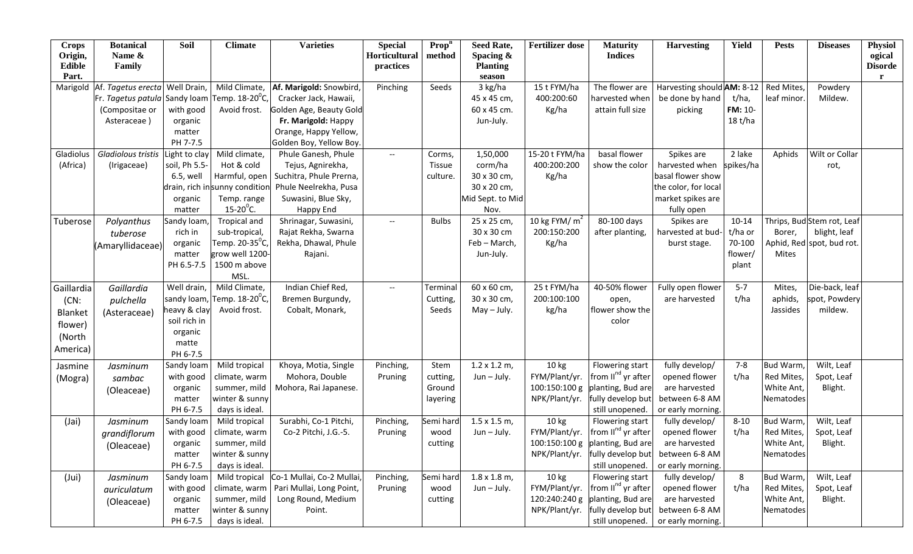| Crops Origin, Edible Part. | Botanical Name & Family | Soil | Climate | Varieties | Special Horticultural practices | Prop$^n$ method | Seed Rate, Spacing & Planting season | Fertilizer dose | Maturity Indices | Harvesting | Yield | Pests | Diseases | Physiological Disorder |
|---|---|---|---|---|---|---|---|---|---|---|---|---|---|---|
| Marigold | Af. *Tagetus erecta* Fr. *Tagetus patula* (Compositae or Asteraceae ) | Well Drain, Sandy loam with good organic matter PH 7-7.5 | Mild Climate, Temp. 18-20$^0$C, Avoid frost. | **Af. Marigold:** Snowbird, Cracker Jack, Hawaii, Golden Age, Beauty Gold **Fr. Marigold:** Happy Orange, Happy Yellow, Golden Boy, Yellow Boy. | Pinching | Seeds | 3 kg/ha 45 x 45 cm, 60 x 45 cm. Jun-July. | 15 t FYM/ha 400:200:60 Kg/ha | The flower are harvested when attain full size | Harvesting should be done by hand picking | **AM:** 8-12 t/ha, **FM:** 10-18 t/ha | Red Mites, leaf minor. | Powdery Mildew. | |
| Gladiolus (Africa) | *Gladiolus tristis* (Irigaceae) | Light to clay soil, Ph 5.5-6.5, well drain, rich in organic matter | Mild climate, Hot & cold Harmful, open sunny condition Temp. range 15-20$^0$C. | Phule Ganesh, Phule Tejus, Agnirekha, Suchitra, Phule Prerna, Phule Neelrekha, Pusa Suwasini, Blue Sky, Happy End | -- | Corms, Tissue culture. | 1,50,000 corm/ha 30 x 30 cm, 30 x 20 cm, Mid Sept. to Mid Nov. | 15-20 t FYM/ha 400:200:200 Kg/ha | basal flower show the color | Spikes are harvested when basal flower show the color, for local market spikes are fully open | 2 lake spikes/ha | Aphids | Wilt or Collar rot, | |
| Tuberose | *Polyanthus tuberose* (Amaryllidaceae) | Sandy loam, rich in organic matter PH 6.5-7.5 | Tropical and sub-tropical, Temp. 20-35$^0$C, grow well 1200-1500 m above MSL. | Shrinagar, Suwasini, Rajat Rekha, Swarna Rekha, Dhawal, Phule Rajani. | -- | Bulbs | 25 x 25 cm, 30 x 30 cm Feb – March, Jun-July. | 10 kg FYM/ m$^2$ 200:150:200 Kg/ha | 80-100 days after planting, | Spikes are harvested at bud-burst stage. | 10-14 t/ha or 70-100 flower/ plant | Thrips, Bud Borer, Aphid, Red Mites | Stem rot, Leaf blight, leaf spot, bud rot. | |
| Gaillardia (CN: Blanket flower) (North America) | *Gaillardia pulchella* (Asteraceae) | Well drain, sandy loam, heavy & clay soil rich in organic matte PH 6-7.5 | Mild Climate, Temp. 18-20$^0$C, Avoid frost. | Indian Chief Red, Bremen Burgundy, Cobalt, Monark, | -- | Terminal Cutting, Seeds | 60 x 60 cm, 30 x 30 cm, May – July. | 25 t FYM/ha 200:100:100 kg/ha | 40-50% flower open, flower show the color | Fully open flower are harvested | 5-7 t/ha | Mites, aphids, Jassides | Die-back, leaf spot, Powdery mildew. | |
| Jasmine (Mogra) | *Jasminum sambac* (Oleaceae) | Sandy loam with good organic matter PH 6-7.5 | Mild tropical climate, warm summer, mild winter & sunny days is ideal. | Khoya, Motia, Single Mohora, Double Mohora, Rai Japanese. | Pinching, Pruning | Stem cutting, Ground layering | 1.2 x 1.2 m, Jun – July. | 10 kg FYM/Plant/yr. 100:150:100 g NPK/Plant/yr. | Flowering start from II$^{nd}$ yr after planting, Bud are fully develop but still unopened. | fully develop/ opened flower are harvested between 6-8 AM or early morning. | 7-8 t/ha | Bud Warm, Red Mites, White Ant, Nematodes | Wilt, Leaf Spot, Leaf Blight. | |
| (Jai) | *Jasminum grandiflorum* (Oleaceae) | Sandy loam with good organic matter PH 6-7.5 | Mild tropical climate, warm summer, mild winter & sunny days is ideal. | Surabhi, Co-1 Pitchi, Co-2 Pitchi, J.G.-5. | Pinching, Pruning | Semi hard wood cutting | 1.5 x 1.5 m, Jun – July. | 10 kg FYM/Plant/yr. 100:150:100 g NPK/Plant/yr. | Flowering start from II$^{nd}$ yr after planting, Bud are fully develop but still unopened. | fully develop/ opened flower are harvested between 6-8 AM or early morning. | 8-10 t/ha | Bud Warm, Red Mites, White Ant, Nematodes | Wilt, Leaf Spot, Leaf Blight. | |
| (Jui) | *Jasminum auriculatum* (Oleaceae) | Sandy loam with good organic matter PH 6-7.5 | Mild tropical climate, warm summer, mild winter & sunny days is ideal. | Co-1 Mullai, Co-2 Mullai, Pari Mullai, Long Point, Long Round, Medium Point. | Pinching, Pruning | Semi hard wood cutting | 1.8 x 1.8 m, Jun – July. | 10 kg FYM/Plant/yr. 120:240:240 g NPK/Plant/yr. | Flowering start from II$^{nd}$ yr after planting, Bud are fully develop but still unopened. | fully develop/ opened flower are harvested between 6-8 AM or early morning. | 8 t/ha | Bud Warm, Red Mites, White Ant, Nematodes | Wilt, Leaf Spot, Leaf Blight. | |